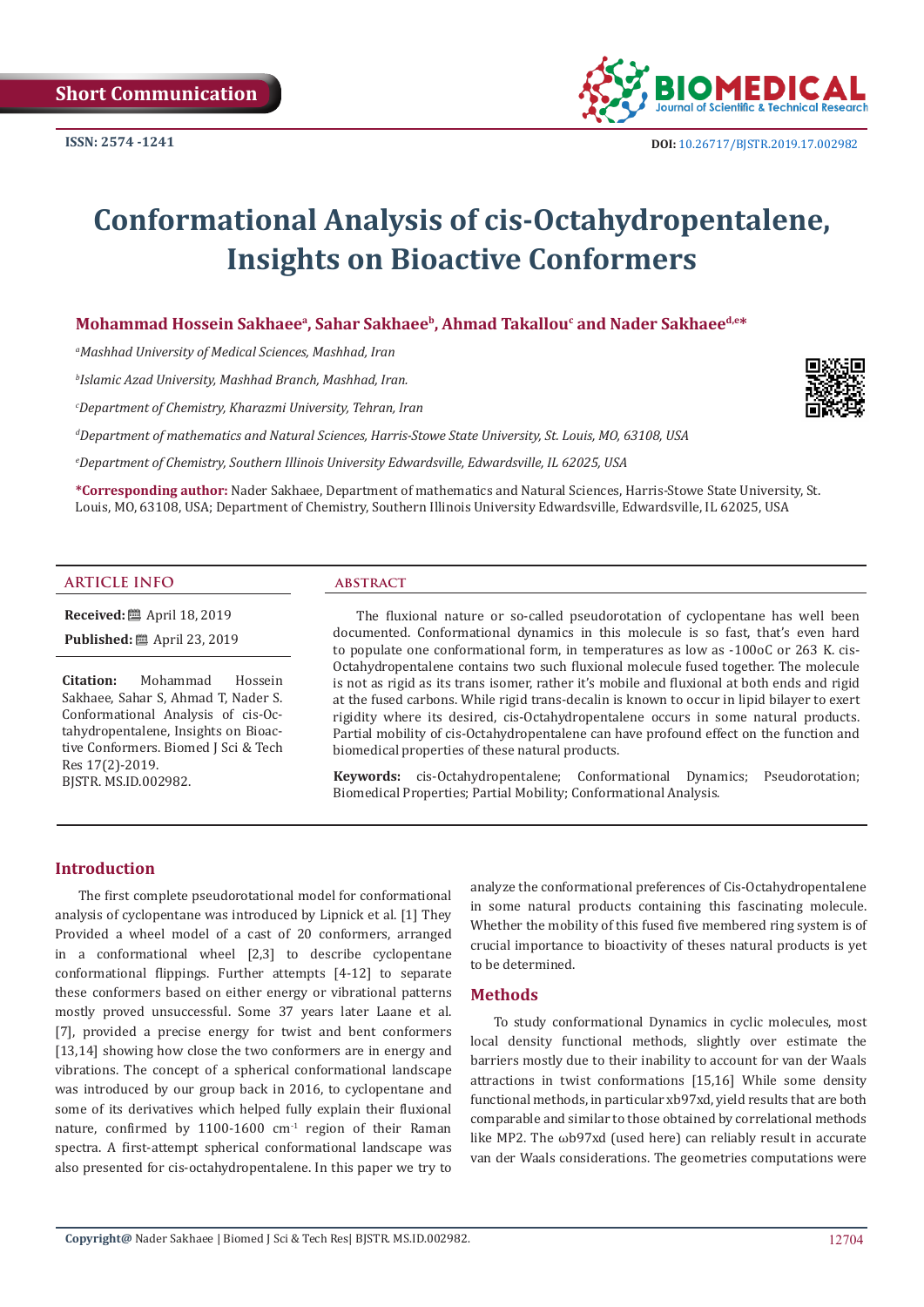Short Communication

ISSN: 2574 -1241

DOI: 10.26717/BJSTR.2019.17.002982

# Conformational Analysis of cis-Octahydropentalene, Insights on Bioactive Conformers

**Mohammad Hossein Sakhaee[a], Sahar Sakhaee[b], Ahmad Takallou[c] and Nader Sakhaee[d,e]***

[a]*Mashhad University of Medical Sciences, Mashhad, Iran*

[b]*Islamic Azad University, Mashhad Branch, Mashhad, Iran.*

[c]*Department of Chemistry, Kharazmi University, Tehran, Iran*

[d]*Department of mathematics and Natural Sciences, Harris-Stowe State University, St. Louis, MO, 63108, USA*

[e]*Department of Chemistry, Southern Illinois University Edwardsville, Edwardsville, IL 62025, USA*

**\*Corresponding author:** Nader Sakhaee, Department of mathematics and Natural Sciences, Harris-Stowe State University, St. Louis, MO, 63108, USA; Department of Chemistry, Southern Illinois University Edwardsville, Edwardsville, IL 62025, USA

## ARTICLE INFO

**Received:** April 18, 2019

**Published:** April 23, 2019

**Citation:** Mohammad Hossein Sakhaee, Sahar S, Ahmad T, Nader S. Conformational Analysis of cis-Octahydropentalene, Insights on Bioactive Conformers. Biomed J Sci & Tech Res 17(2)-2019. BJSTR. MS.ID.002982.

## ABSTRACT

The fluxional nature or so-called pseudorotation of cyclopentane has well been documented. Conformational dynamics in this molecule is so fast, that's even hard to populate one conformational form, in temperatures as low as -100oC or 263 K. cis-Octahydropentalene contains two such fluxional molecule fused together. The molecule is not as rigid as its trans isomer, rather it's mobile and fluxional at both ends and rigid at the fused carbons. While rigid trans-decalin is known to occur in lipid bilayer to exert rigidity where its desired, cis-Octahydropentalene occurs in some natural products. Partial mobility of cis-Octahydropentalene can have profound effect on the function and biomedical properties of these natural products.

**Keywords:** cis-Octahydropentalene; Conformational Dynamics; Pseudorotation; Biomedical Properties; Partial Mobility; Conformational Analysis.

## Introduction

The first complete pseudorotational model for conformational analysis of cyclopentane was introduced by Lipnick et al. [1] They Provided a wheel model of a cast of 20 conformers, arranged in a conformational wheel [2,3] to describe cyclopentane conformational flippings. Further attempts [4-12] to separate these conformers based on either energy or vibrational patterns mostly proved unsuccessful. Some 37 years later Laane et al. [7], provided a precise energy for twist and bent conformers [13,14] showing how close the two conformers are in energy and vibrations. The concept of a spherical conformational landscape was introduced by our group back in 2016, to cyclopentane and some of its derivatives which helped fully explain their fluxional nature, confirmed by 1100-1600 $cm^{-1}$ region of their Raman spectra. A first-attempt spherical conformational landscape was also presented for cis-octahydropentalene. In this paper we try to analyze the conformational preferences of Cis-Octahydropentalene in some natural products containing this fascinating molecule. Whether the mobility of this fused five membered ring system is of crucial importance to bioactivity of theses natural products is yet to be determined.

## Methods

To study conformational Dynamics in cyclic molecules, most local density functional methods, slightly over estimate the barriers mostly due to their inability to account for van der Waals attractions in twist conformations [15,16] While some density functional methods, in particular xb97xd, yield results that are both comparable and similar to those obtained by correlational methods like MP2. The ωb97xd (used here) can reliably result in accurate van der Waals considerations. The geometries computations were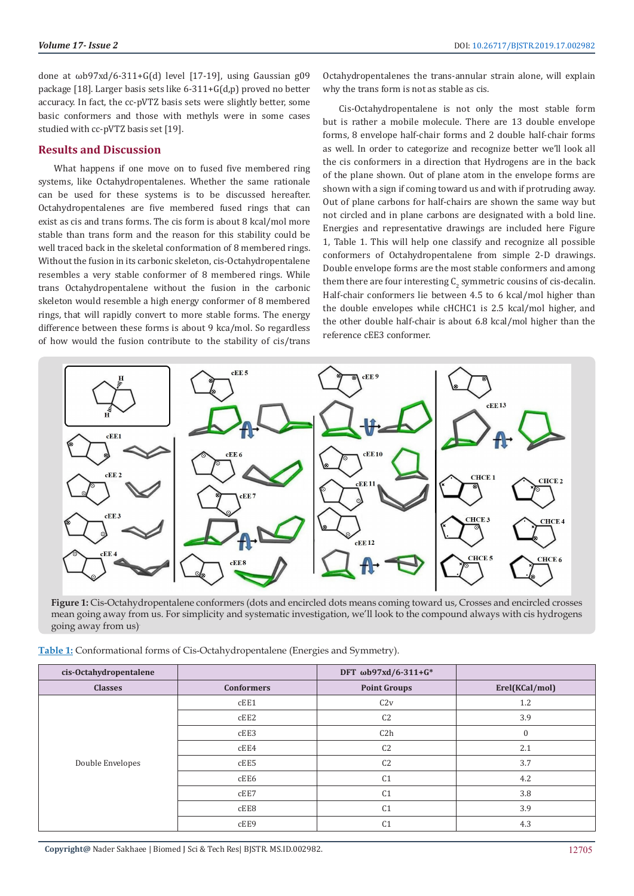done at ωb97xd/6-311+G(d) level [17-19], using Gaussian g09 package [18]. Larger basis sets like 6-311+G(d,p) proved no better accuracy. In fact, the cc-pVTZ basis sets were slightly better, some basic conformers and those with methyls were in some cases studied with cc-pVTZ basis set [19].

## Results and Discussion

What happens if one move on to fused five membered ring systems, like Octahydropentalenes. Whether the same rationale can be used for these systems is to be discussed hereafter. Octahydropentalenes are five membered fused rings that can exist as cis and trans forms. The cis form is about 8 kcal/mol more stable than trans form and the reason for this stability could be well traced back in the skeletal conformation of 8 membered rings. Without the fusion in its carbonic skeleton, cis-Octahydropentalene resembles a very stable conformer of 8 membered rings. While trans Octahydropentalene without the fusion in the carbonic skeleton would resemble a high energy conformer of 8 membered rings, that will rapidly convert to more stable forms. The energy difference between these forms is about 9 kca/mol. So regardless of how would the fusion contribute to the stability of cis/trans Octahydropentalenes the trans-annular strain alone, will explain why the trans form is not as stable as cis.

Cis-Octahydropentalene is not only the most stable form but is rather a mobile molecule. There are 13 double envelope forms, 8 envelope half-chair forms and 2 double half-chair forms as well. In order to categorize and recognize better we'll look all the cis conformers in a direction that Hydrogens are in the back of the plane shown. Out of plane atom in the envelope forms are shown with a sign if coming toward us and with if protruding away. Out of plane carbons for half-chairs are shown the same way but not circled and in plane carbons are designated with a bold line. Energies and representative drawings are included here Figure 1, Table 1. This will help one classify and recognize all possible conformers of Octahydropentalenes from simple 2-D drawings. Double envelope forms are the most stable conformers and among them there are four interesting $C_2$ symmetric cousins of cis-decalin. Half-chair conformers lie between 4.5 to 6 kcal/mol higher than the double envelopes while cHCHC1 is 2.5 kcal/mol higher, and the other double half-chair is about 6.8 kcal/mol higher than the reference cEE3 conformer.

**Figure 1:** Cis-Octahydropentalene conformers (dots and encircled dots means coming toward us, Crosses and encircled crosses mean going away from us. For simplicity and systematic investigation, we'll look to the compound always with cis hydrogens going away from us)

**Table 1:** Conformational forms of Cis-Octahydropentalene (Energies and Symmetry).

| cis-Octahydropentalene | | DFT ωb97xd/6-311+G* | |
|---|---|---|---|
| Classes | Conformers | Point Groups | Erel(KCal/mol) |
| Double Envelopes | cEE1 | C2v | 1.2 |
| | cEE2 | C2 | 3.9 |
| | cEE3 | C2h | 0 |
| | cEE4 | C2 | 2.1 |
| | cEE5 | C2 | 3.7 |
| | cEE6 | C1 | 4.2 |
| | cEE7 | C1 | 3.8 |
| | cEE8 | C1 | 3.9 |
| | cEE9 | C1 | 4.3 |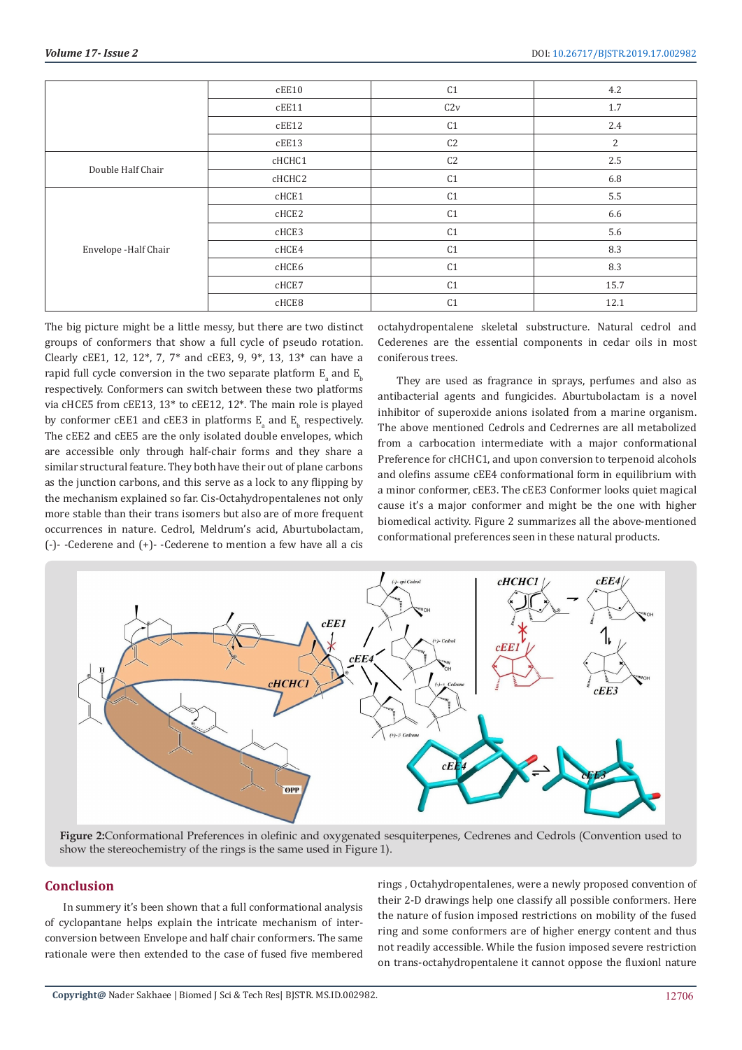|  | cEE10 | C1 | 4.2 |
| --- | --- | --- | --- |
|  | cEE11 | C2v | 1.7 |
|  | cEE12 | C1 | 2.4 |
|  | cEE13 | C2 | 2 |
| Double Half Chair | cHCHC1 | C2 | 2.5 |
|  | cHCHC2 | C1 | 6.8 |
| Envelope -Half Chair | cHCE1 | C1 | 5.5 |
|  | cHCE2 | C1 | 6.6 |
|  | cHCE3 | C1 | 5.6 |
|  | cHCE4 | C1 | 8.3 |
|  | cHCE6 | C1 | 8.3 |
|  | cHCE7 | C1 | 15.7 |
|  | cHCE8 | C1 | 12.1 |

The big picture might be a little messy, but there are two distinct groups of conformers that show a full cycle of pseudo rotation. Clearly cEE1, 12, 12*, 7, 7* and cEE3, 9, 9*, 13, 13* can have a rapid full cycle conversion in the two separate platform $E_a$ and $E_b$ respectively. Conformers can switch between these two platforms via cHCE5 from cEE13, 13* to cEE12, 12*. The main role is played by conformer cEE1 and cEE3 in platforms $E_a$ and $E_b$ respectively. The cEE2 and cEE5 are the only isolated double envelopes, which are accessible only through half-chair forms and they share a similar structural feature. They both have their out of plane carbons as the junction carbons, and this serve as a lock to any flipping by the mechanism explained so far. Cis-Octahydropentalenes not only more stable than their trans isomers but also are of more frequent occurrences in nature. Cedrol, Meldrum's acid, Aburtubolactam, (-)- -Cederene and (+)- -Cederene to mention a few have all a cis octahydropentalene skeletal substructure. Natural cedrol and Cederenes are the essential components in cedar oils in most coniferous trees.

They are used as fragrance in sprays, perfumes and also as antibacterial agents and fungicides. Aburtubolactam is a novel inhibitor of superoxide anions isolated from a marine organism. The above mentioned Cedrols and Cedrernes are all metabolized from a carbocation intermediate with a major conformational Preference for cHCHC1, and upon conversion to terpenoid alcohols and olefins assume cEE4 conformational form in equilibrium with a minor conformer, cEE3. The cEE3 Conformer looks quiet magical cause it's a major conformer and might be the one with higher biomedical activity. Figure 2 summarizes all the above-mentioned conformational preferences seen in these natural products.

**Figure 2:** Conformational Preferences in olefinic and oxygenated sesquiterpenes, Cedrenes and Cedrols (Convention used to show the stereochemistry of the rings is the same used in Figure 1).

## Conclusion

In summery it's been shown that a full conformational analysis of cyclopantane helps explain the intricate mechanism of inter-conversion between Envelope and half chair conformers. The same rationale were then extended to the case of fused five membered rings , Octahydropentalenes, were a newly proposed convention of their 2-D drawings help one classify all possible conformers. Here the nature of fusion imposed restrictions on mobility of the fused ring and some conformers are of higher energy content and thus not readily accessible. While the fusion imposed severe restriction on trans-octahydropentalene it cannot oppose the fluxionl nature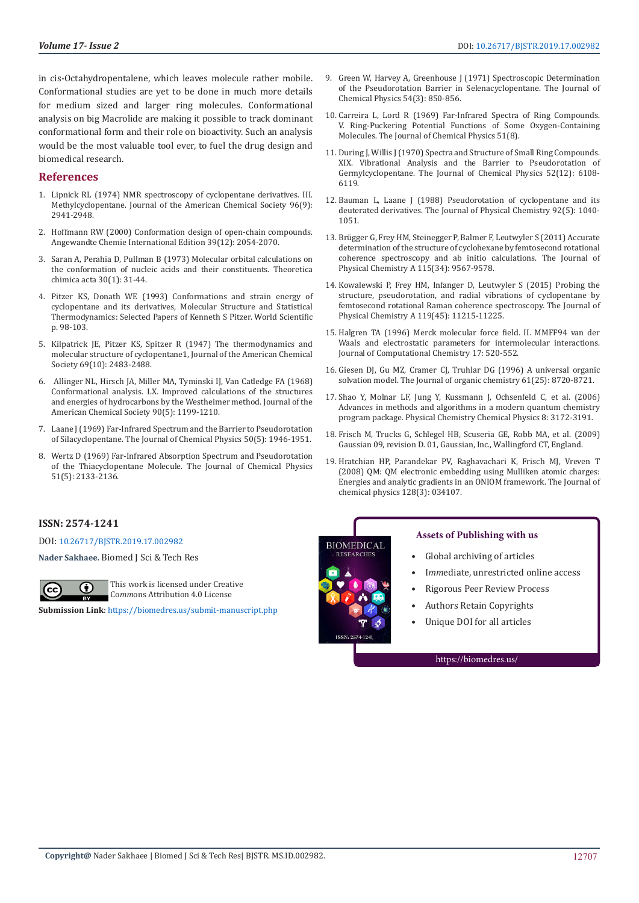in cis-Octahydropentalene, which leaves molecule rather mobile. Conformational studies are yet to be done in much more details for medium sized and larger ring molecules. Conformational analysis on big Macrolide are making it possible to track dominant conformational form and their role on bioactivity. Such an analysis would be the most valuable tool ever, to fuel the drug design and biomedical research.

## References

1. Lipnick RL (1974) NMR spectroscopy of cyclopentane derivatives. III. Methylcyclopentane. Journal of the American Chemical Society 96(9): 2941-2948.
2. Hoffmann RW (2000) Conformation design of open-chain compounds. Angewandte Chemie International Edition 39(12): 2054-2070.
3. Saran A, Perahia D, Pullman B (1973) Molecular orbital calculations on the conformation of nucleic acids and their constituents. Theoretica chimica acta 30(1): 31-44.
4. Pitzer KS, Donath WE (1993) Conformations and strain energy of cyclopentane and its derivatives, Molecular Structure and Statistical Thermodynamics: Selected Papers of Kenneth S Pitzer. World Scientific p. 98-103.
5. Kilpatrick JE, Pitzer KS, Spitzer R (1947) The thermodynamics and molecular structure of cyclopentane1, Journal of the American Chemical Society 69(10): 2483-2488.
6. Allinger NL, Hirsch JA, Miller MA, Tyminski IJ, Van Catledge FA (1968) Conformational analysis. LX. Improved calculations of the structures and energies of hydrocarbons by the Westheimer method. Journal of the American Chemical Society 90(5): 1199-1210.
7. Laane J (1969) Far-Infrared Spectrum and the Barrier to Pseudorotation of Silacyclopentane. The Journal of Chemical Physics 50(5): 1946-1951.
8. Wertz D (1969) Far-Infrared Absorption Spectrum and Pseudorotation of the Thiacyclopentane Molecule. The Journal of Chemical Physics 51(5): 2133-2136.
9. Green W, Harvey A, Greenhouse J (1971) Spectroscopic Determination of the Pseudorotation Barrier in Selenacyclopentane. The Journal of Chemical Physics 54(3): 850-856.
10. Carreira L, Lord R (1969) Far-Infrared Spectra of Ring Compounds. V. Ring-Puckering Potential Functions of Some Oxygen-Containing Molecules. The Journal of Chemical Physics 51(8).
11. During J, Willis J (1970) Spectra and Structure of Small Ring Compounds. XIX. Vibrational Analysis and the Barrier to Pseudorotation of Germylcyclopentane. The Journal of Chemical Physics 52(12): 6108-6119.
12. Bauman L, Laane J (1988) Pseudorotation of cyclopentane and its deuterated derivatives. The Journal of Physical Chemistry 92(5): 1040-1051.
13. Brügger G, Frey HM, Steinegger P, Balmer F, Leutwyler S (2011) Accurate determination of the structure of cyclohexane by femtosecond rotational coherence spectroscopy and ab initio calculations. The Journal of Physical Chemistry A 115(34): 9567-9578.
14. Kowalewski P, Frey HM, Infanger D, Leutwyler S (2015) Probing the structure, pseudorotation, and radial vibrations of cyclopentane by femtosecond rotational Raman coherence spectroscopy. The Journal of Physical Chemistry A 119(45): 11215-11225.
15. Halgren TA (1996) Merck molecular force field. II. MMFF94 van der Waals and electrostatic parameters for intermolecular interactions. Journal of Computational Chemistry 17: 520-552.
16. Giesen DJ, Gu MZ, Cramer CJ, Truhlar DG (1996) A universal organic solvation model. The Journal of organic chemistry 61(25): 8720-8721.
17. Shao Y, Molnar LF, Jung Y, Kussmann J, Ochsenfeld C, et al. (2006) Advances in methods and algorithms in a modern quantum chemistry program package. Physical Chemistry Chemical Physics 8: 3172-3191.
18. Frisch M, Trucks G, Schlegel HB, Scuseria GE, Robb MA, et al. (2009) Gaussian 09, revision D. 01, Gaussian, Inc., Wallingford CT, England.
19. Hratchian HP, Parandekar PV, Raghavachari K, Frisch MJ, Vreven T (2008) QM: QM electronic embedding using Mulliken atomic charges: Energies and analytic gradients in an ONIOM framework. The Journal of chemical physics 128(3): 034107.

**ISSN: 2574-1241**

DOI: 10.26717/BJSTR.2019.17.002982

**Nader Sakhaee.** Biomed J Sci & Tech Res

This work is licensed under Creative Commons Attribution 4.0 License

**Submission Link**: https://biomedres.us/submit-manuscript.php

**Assets of Publishing with us**

- Global archiving of articles
- Immediate, unrestricted online access
- Rigorous Peer Review Process
- Authors Retain Copyrights
- Unique DOI for all articles

https://biomedres.us/